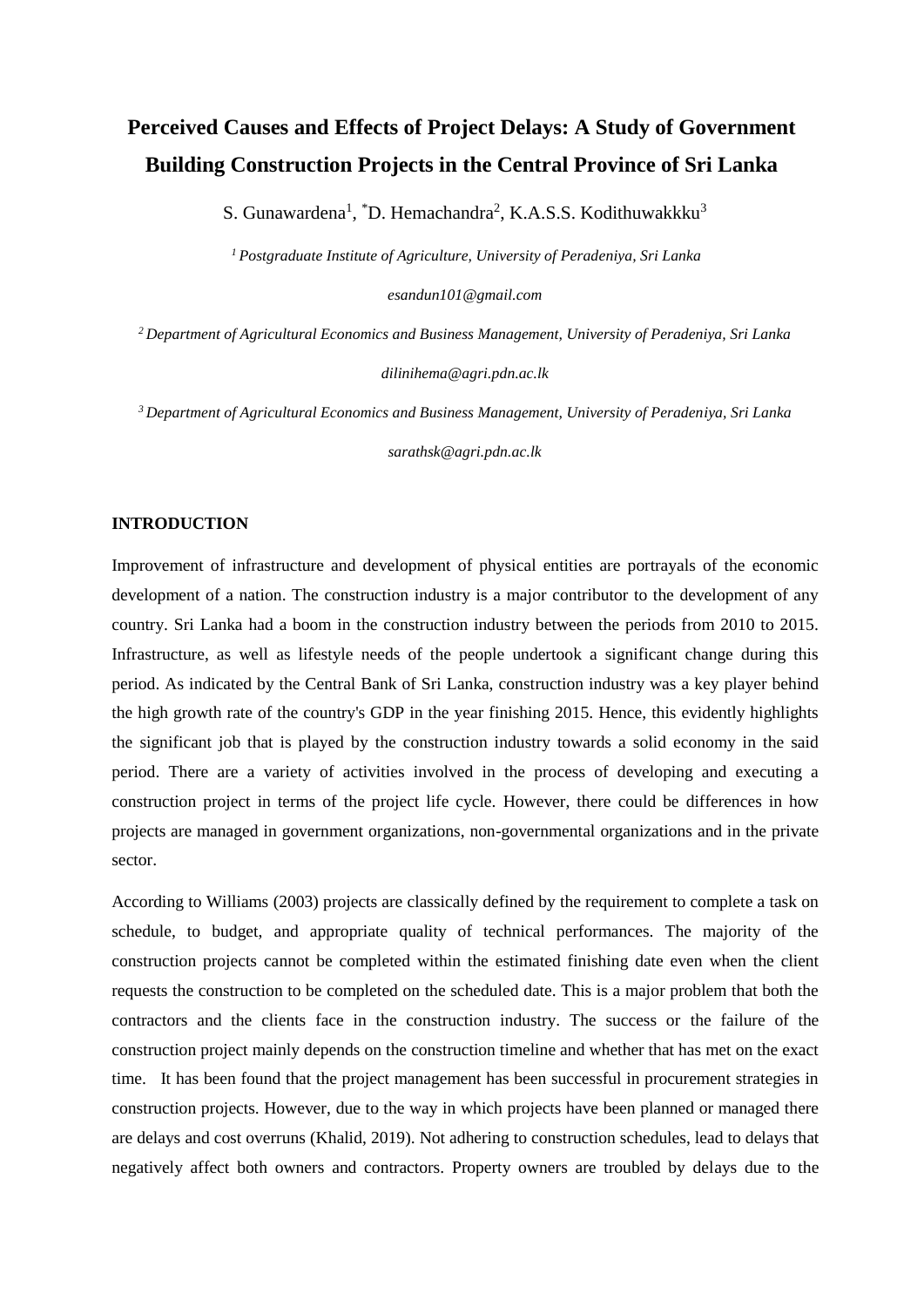# Perceived Causes and Effects of Project Delays: A Study of Government Building Construction Projects in the Central Province of Sri Lanka

S. Gunawardena[1], *D. Hemachandra[2], K.A.S.S. Kodithuwakkku[3]

[1] *Postgraduate Institute of Agriculture, University of Peradeniya, Sri Lanka*

*esandun101@gmail.com*

[2] *Department of Agricultural Economics and Business Management, University of Peradeniya, Sri Lanka*

*dilinihema@agri.pdn.ac.lk*

[3] *Department of Agricultural Economics and Business Management, University of Peradeniya, Sri Lanka*

*sarathsk@agri.pdn.ac.lk*

## INTRODUCTION

Improvement of infrastructure and development of physical entities are portrayals of the economic development of a nation. The construction industry is a major contributor to the development of any country. Sri Lanka had a boom in the construction industry between the periods from 2010 to 2015. Infrastructure, as well as lifestyle needs of the people undertook a significant change during this period. As indicated by the Central Bank of Sri Lanka, construction industry was a key player behind the high growth rate of the country's GDP in the year finishing 2015. Hence, this evidently highlights the significant job that is played by the construction industry towards a solid economy in the said period. There are a variety of activities involved in the process of developing and executing a construction project in terms of the project life cycle. However, there could be differences in how projects are managed in government organizations, non-governmental organizations and in the private sector.

According to Williams (2003) projects are classically defined by the requirement to complete a task on schedule, to budget, and appropriate quality of technical performances. The majority of the construction projects cannot be completed within the estimated finishing date even when the client requests the construction to be completed on the scheduled date. This is a major problem that both the contractors and the clients face in the construction industry. The success or the failure of the construction project mainly depends on the construction timeline and whether that has met on the exact time. It has been found that the project management has been successful in procurement strategies in construction projects. However, due to the way in which projects have been planned or managed there are delays and cost overruns (Khalid, 2019). Not adhering to construction schedules, lead to delays that negatively affect both owners and contractors. Property owners are troubled by delays due to the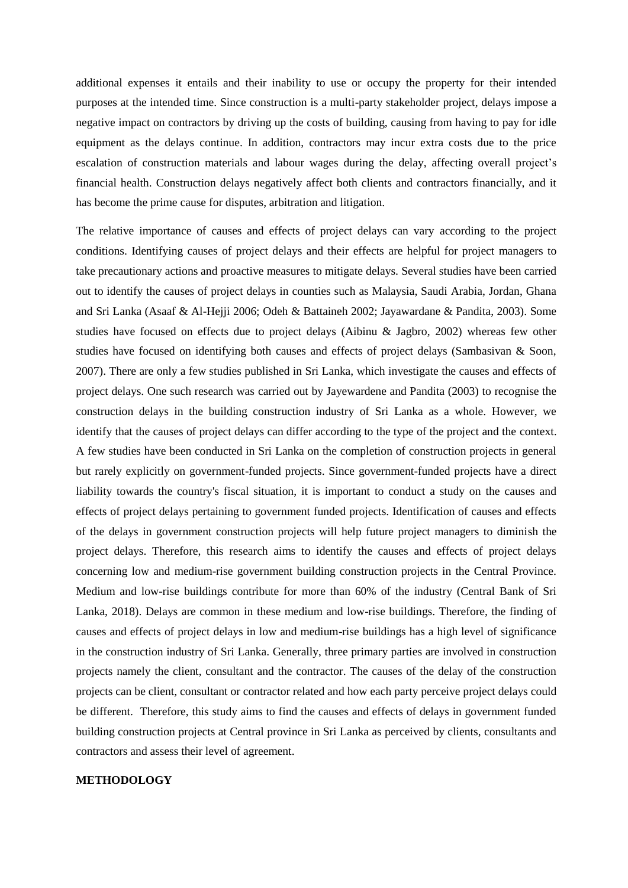additional expenses it entails and their inability to use or occupy the property for their intended purposes at the intended time. Since construction is a multi-party stakeholder project, delays impose a negative impact on contractors by driving up the costs of building, causing from having to pay for idle equipment as the delays continue. In addition, contractors may incur extra costs due to the price escalation of construction materials and labour wages during the delay, affecting overall project's financial health. Construction delays negatively affect both clients and contractors financially, and it has become the prime cause for disputes, arbitration and litigation.

The relative importance of causes and effects of project delays can vary according to the project conditions. Identifying causes of project delays and their effects are helpful for project managers to take precautionary actions and proactive measures to mitigate delays. Several studies have been carried out to identify the causes of project delays in counties such as Malaysia, Saudi Arabia, Jordan, Ghana and Sri Lanka (Asaaf & Al-Hejji 2006; Odeh & Battaineh 2002; Jayawardane & Pandita, 2003). Some studies have focused on effects due to project delays (Aibinu & Jagbro, 2002) whereas few other studies have focused on identifying both causes and effects of project delays (Sambasivan & Soon, 2007). There are only a few studies published in Sri Lanka, which investigate the causes and effects of project delays. One such research was carried out by Jayewardene and Pandita (2003) to recognise the construction delays in the building construction industry of Sri Lanka as a whole. However, we identify that the causes of project delays can differ according to the type of the project and the context. A few studies have been conducted in Sri Lanka on the completion of construction projects in general but rarely explicitly on government-funded projects. Since government-funded projects have a direct liability towards the country's fiscal situation, it is important to conduct a study on the causes and effects of project delays pertaining to government funded projects. Identification of causes and effects of the delays in government construction projects will help future project managers to diminish the project delays. Therefore, this research aims to identify the causes and effects of project delays concerning low and medium-rise government building construction projects in the Central Province. Medium and low-rise buildings contribute for more than 60% of the industry (Central Bank of Sri Lanka, 2018). Delays are common in these medium and low-rise buildings. Therefore, the finding of causes and effects of project delays in low and medium-rise buildings has a high level of significance in the construction industry of Sri Lanka. Generally, three primary parties are involved in construction projects namely the client, consultant and the contractor. The causes of the delay of the construction projects can be client, consultant or contractor related and how each party perceive project delays could be different. Therefore, this study aims to find the causes and effects of delays in government funded building construction projects at Central province in Sri Lanka as perceived by clients, consultants and contractors and assess their level of agreement.

## METHODOLOGY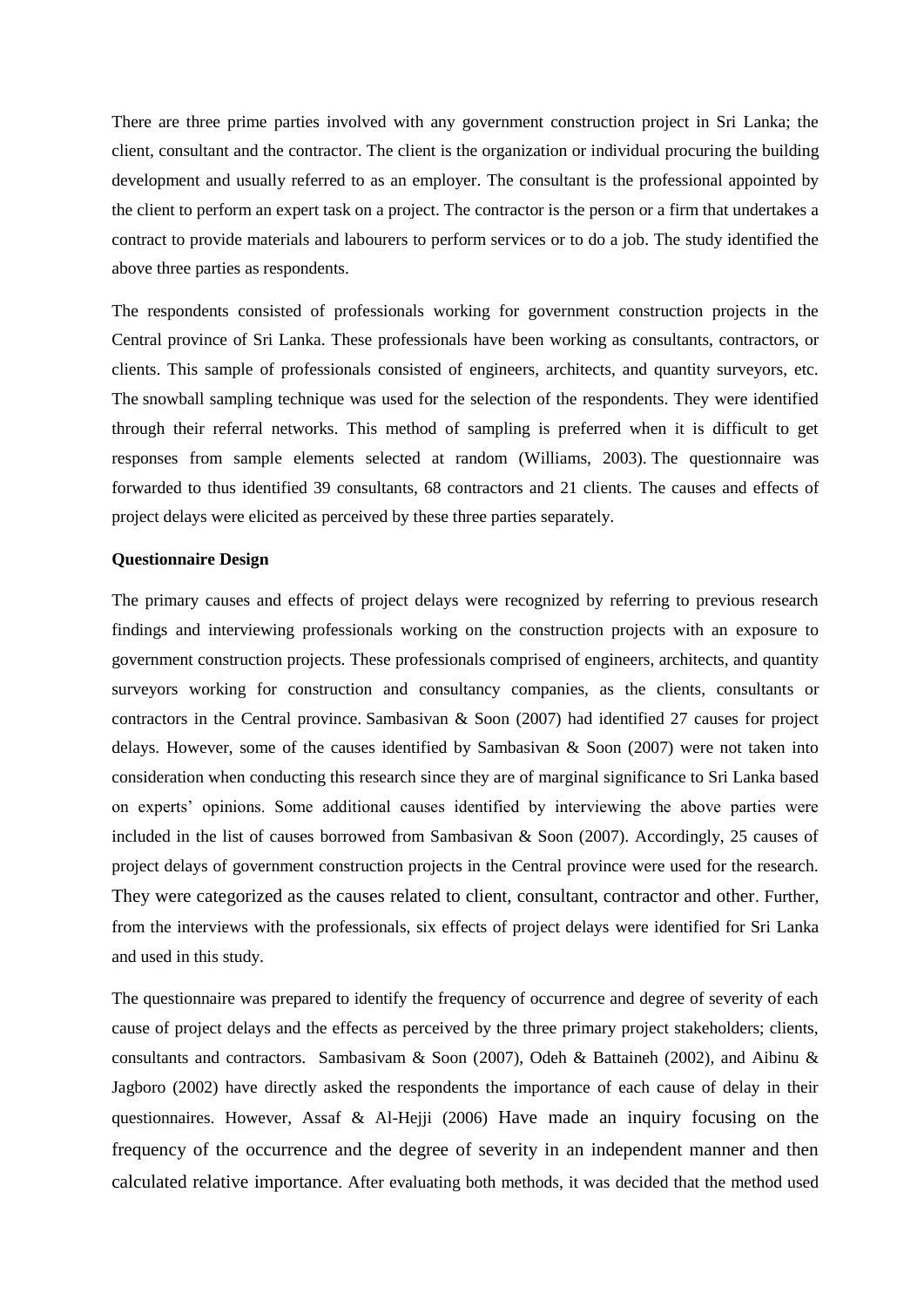There are three prime parties involved with any government construction project in Sri Lanka; the client, consultant and the contractor. The client is the organization or individual procuring the building development and usually referred to as an employer. The consultant is the professional appointed by the client to perform an expert task on a project. The contractor is the person or a firm that undertakes a contract to provide materials and labourers to perform services or to do a job. The study identified the above three parties as respondents.

The respondents consisted of professionals working for government construction projects in the Central province of Sri Lanka. These professionals have been working as consultants, contractors, or clients. This sample of professionals consisted of engineers, architects, and quantity surveyors, etc. The snowball sampling technique was used for the selection of the respondents. They were identified through their referral networks. This method of sampling is preferred when it is difficult to get responses from sample elements selected at random (Williams, 2003). The questionnaire was forwarded to thus identified 39 consultants, 68 contractors and 21 clients. The causes and effects of project delays were elicited as perceived by these three parties separately.

**Questionnaire Design**

The primary causes and effects of project delays were recognized by referring to previous research findings and interviewing professionals working on the construction projects with an exposure to government construction projects. These professionals comprised of engineers, architects, and quantity surveyors working for construction and consultancy companies, as the clients, consultants or contractors in the Central province. Sambasivan & Soon (2007) had identified 27 causes for project delays. However, some of the causes identified by Sambasivan & Soon (2007) were not taken into consideration when conducting this research since they are of marginal significance to Sri Lanka based on experts' opinions. Some additional causes identified by interviewing the above parties were included in the list of causes borrowed from Sambasivan & Soon (2007). Accordingly, 25 causes of project delays of government construction projects in the Central province were used for the research. They were categorized as the causes related to client, consultant, contractor and other. Further, from the interviews with the professionals, six effects of project delays were identified for Sri Lanka and used in this study.

The questionnaire was prepared to identify the frequency of occurrence and degree of severity of each cause of project delays and the effects as perceived by the three primary project stakeholders; clients, consultants and contractors. Sambasivam & Soon (2007), Odeh & Battaineh (2002), and Aibinu & Jagboro (2002) have directly asked the respondents the importance of each cause of delay in their questionnaires. However, Assaf & Al-Hejji (2006) Have made an inquiry focusing on the frequency of the occurrence and the degree of severity in an independent manner and then calculated relative importance. After evaluating both methods, it was decided that the method used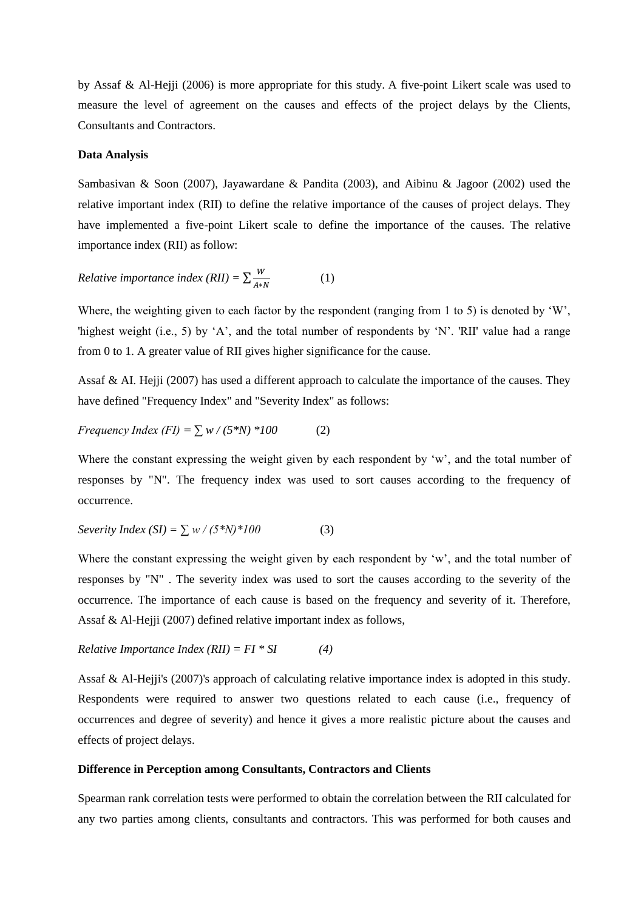by Assaf & Al-Hejji (2006) is more appropriate for this study. A five-point Likert scale was used to measure the level of agreement on the causes and effects of the project delays by the Clients, Consultants and Contractors.

**Data Analysis**

Sambasivan & Soon (2007), Jayawardane & Pandita (2003), and Aibinu & Jagoor (2002) used the relative important index (RII) to define the relative importance of the causes of project delays. They have implemented a five-point Likert scale to define the importance of the causes. The relative importance index (RII) as follow:

*Relative importance index (RII)* = $\sum \frac{W}{A*N}$ (1)

Where, the weighting given to each factor by the respondent (ranging from 1 to 5) is denoted by 'W', 'highest weight (i.e., 5) by 'A', and the total number of respondents by 'N'. 'RII' value had a range from 0 to 1. A greater value of RII gives higher significance for the cause.

Assaf & AI. Hejji (2007) has used a different approach to calculate the importance of the causes. They have defined "Frequency Index" and "Severity Index" as follows:

*Frequency Index (FI)* = $\sum w / (5*N) *100$ (2)

Where the constant expressing the weight given by each respondent by 'w', and the total number of responses by "N". The frequency index was used to sort causes according to the frequency of occurrence.

*Severity Index (SI)* = $\sum w / (5*N)*100$ (3)

Where the constant expressing the weight given by each respondent by 'w', and the total number of responses by "N" . The severity index was used to sort the causes according to the severity of the occurrence. The importance of each cause is based on the frequency and severity of it. Therefore, Assaf & Al-Hejji (2007) defined relative important index as follows,

*Relative Importance Index (RII)* = $FI * SI$ *(4)*

Assaf & Al-Hejji's (2007)'s approach of calculating relative importance index is adopted in this study. Respondents were required to answer two questions related to each cause (i.e., frequency of occurrences and degree of severity) and hence it gives a more realistic picture about the causes and effects of project delays.

**Difference in Perception among Consultants, Contractors and Clients**

Spearman rank correlation tests were performed to obtain the correlation between the RII calculated for any two parties among clients, consultants and contractors. This was performed for both causes and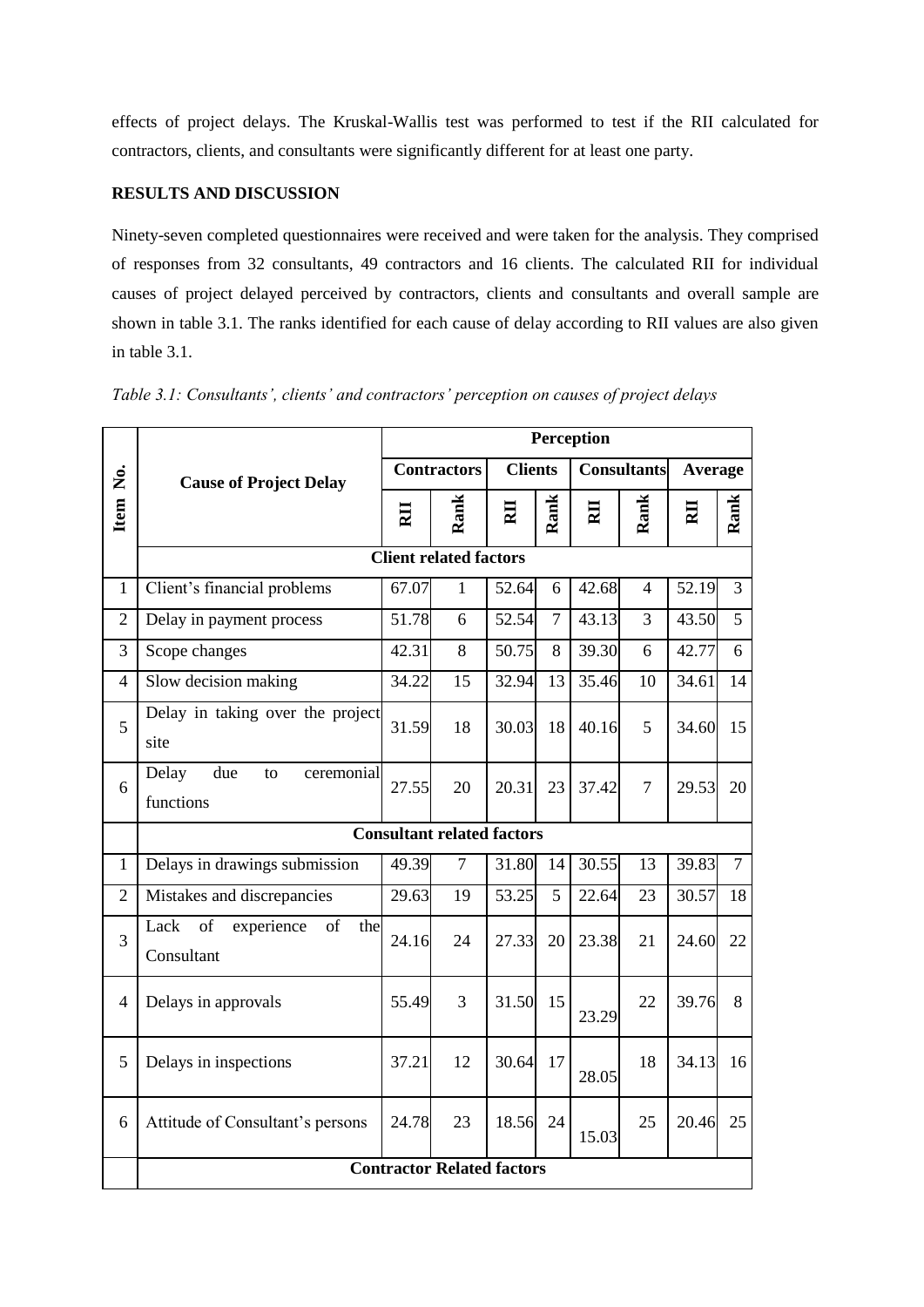effects of project delays. The Kruskal-Wallis test was performed to test if the RII calculated for contractors, clients, and consultants were significantly different for at least one party.

**RESULTS AND DISCUSSION**

Ninety-seven completed questionnaires were received and were taken for the analysis. They comprised of responses from 32 consultants, 49 contractors and 16 clients. The calculated RII for individual causes of project delayed perceived by contractors, clients and consultants and overall sample are shown in table 3.1. The ranks identified for each cause of delay according to RII values are also given in table 3.1.

*Table 3.1: Consultants', clients' and contractors' perception on causes of project delays*

| Item No. | Cause of Project Delay | Perception | | | | | | | |
|---|---|---|---|---|---|---|---|---|---|
| | | Contractors | | Clients | | Consultants | | Average | |
| | | RII | Rank | RII | Rank | RII | Rank | RII | Rank |
| | **Client related factors** | | | | | | | | |
| 1 | Client's financial problems | 67.07 | 1 | 52.64 | 6 | 42.68 | 4 | 52.19 | 3 |
| 2 | Delay in payment process | 51.78 | 6 | 52.54 | 7 | 43.13 | 3 | 43.50 | 5 |
| 3 | Scope changes | 42.31 | 8 | 50.75 | 8 | 39.30 | 6 | 42.77 | 6 |
| 4 | Slow decision making | 34.22 | 15 | 32.94 | 13 | 35.46 | 10 | 34.61 | 14 |
| 5 | Delay in taking over the project site | 31.59 | 18 | 30.03 | 18 | 40.16 | 5 | 34.60 | 15 |
| 6 | Delay due to ceremonial functions | 27.55 | 20 | 20.31 | 23 | 37.42 | 7 | 29.53 | 20 |
| | **Consultant related factors** | | | | | | | | |
| 1 | Delays in drawings submission | 49.39 | 7 | 31.80 | 14 | 30.55 | 13 | 39.83 | 7 |
| 2 | Mistakes and discrepancies | 29.63 | 19 | 53.25 | 5 | 22.64 | 23 | 30.57 | 18 |
| 3 | Lack of experience of the Consultant | 24.16 | 24 | 27.33 | 20 | 23.38 | 21 | 24.60 | 22 |
| 4 | Delays in approvals | 55.49 | 3 | 31.50 | 15 | 23.29 | 22 | 39.76 | 8 |
| 5 | Delays in inspections | 37.21 | 12 | 30.64 | 17 | 28.05 | 18 | 34.13 | 16 |
| 6 | Attitude of Consultant's persons | 24.78 | 23 | 18.56 | 24 | 15.03 | 25 | 20.46 | 25 |
| | **Contractor Related factors** | | | | | | | | |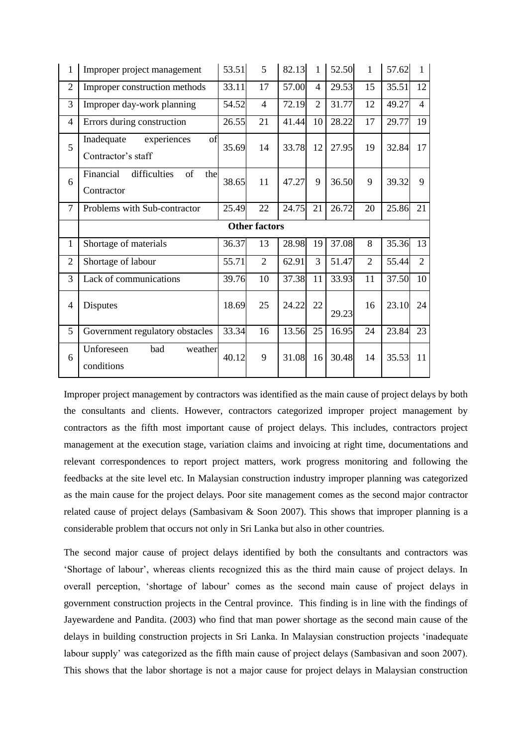| | | | | | | | | | |
|---|---|---|---|---|---|---|---|---|---|
| 1 | Improper project management | 53.51 | 5 | 82.13 | 1 | 52.50 | 1 | 57.62 | 1 |
| 2 | Improper construction methods | 33.11 | 17 | 57.00 | 4 | 29.53 | 15 | 35.51 | 12 |
| 3 | Improper day-work planning | 54.52 | 4 | 72.19 | 2 | 31.77 | 12 | 49.27 | 4 |
| 4 | Errors during construction | 26.55 | 21 | 41.44 | 10 | 28.22 | 17 | 29.77 | 19 |
| 5 | Inadequate experiences of Contractor's staff | 35.69 | 14 | 33.78 | 12 | 27.95 | 19 | 32.84 | 17 |
| 6 | Financial difficulties of the Contractor | 38.65 | 11 | 47.27 | 9 | 36.50 | 9 | 39.32 | 9 |
| 7 | Problems with Sub-contractor | 25.49 | 22 | 24.75 | 21 | 26.72 | 20 | 25.86 | 21 |
| | **Other factors** | | | | | | | | |
| 1 | Shortage of materials | 36.37 | 13 | 28.98 | 19 | 37.08 | 8 | 35.36 | 13 |
| 2 | Shortage of labour | 55.71 | 2 | 62.91 | 3 | 51.47 | 2 | 55.44 | 2 |
| 3 | Lack of communications | 39.76 | 10 | 37.38 | 11 | 33.93 | 11 | 37.50 | 10 |
| 4 | Disputes | 18.69 | 25 | 24.22 | 22 | 29.23 | 16 | 23.10 | 24 |
| 5 | Government regulatory obstacles | 33.34 | 16 | 13.56 | 25 | 16.95 | 24 | 23.84 | 23 |
| 6 | Unforeseen bad weather conditions | 40.12 | 9 | 31.08 | 16 | 30.48 | 14 | 35.53 | 11 |

Improper project management by contractors was identified as the main cause of project delays by both the consultants and clients. However, contractors categorized improper project management by contractors as the fifth most important cause of project delays. This includes, contractors project management at the execution stage, variation claims and invoicing at right time, documentations and relevant correspondences to report project matters, work progress monitoring and following the feedbacks at the site level etc. In Malaysian construction industry improper planning was categorized as the main cause for the project delays. Poor site management comes as the second major contractor related cause of project delays (Sambasivam & Soon 2007). This shows that improper planning is a considerable problem that occurs not only in Sri Lanka but also in other countries.

The second major cause of project delays identified by both the consultants and contractors was 'Shortage of labour', whereas clients recognized this as the third main cause of project delays. In overall perception, 'shortage of labour' comes as the second main cause of project delays in government construction projects in the Central province. This finding is in line with the findings of Jayewardene and Pandita. (2003) who find that man power shortage as the second main cause of the delays in building construction projects in Sri Lanka. In Malaysian construction projects 'inadequate labour supply' was categorized as the fifth main cause of project delays (Sambasivan and soon 2007). This shows that the labor shortage is not a major cause for project delays in Malaysian construction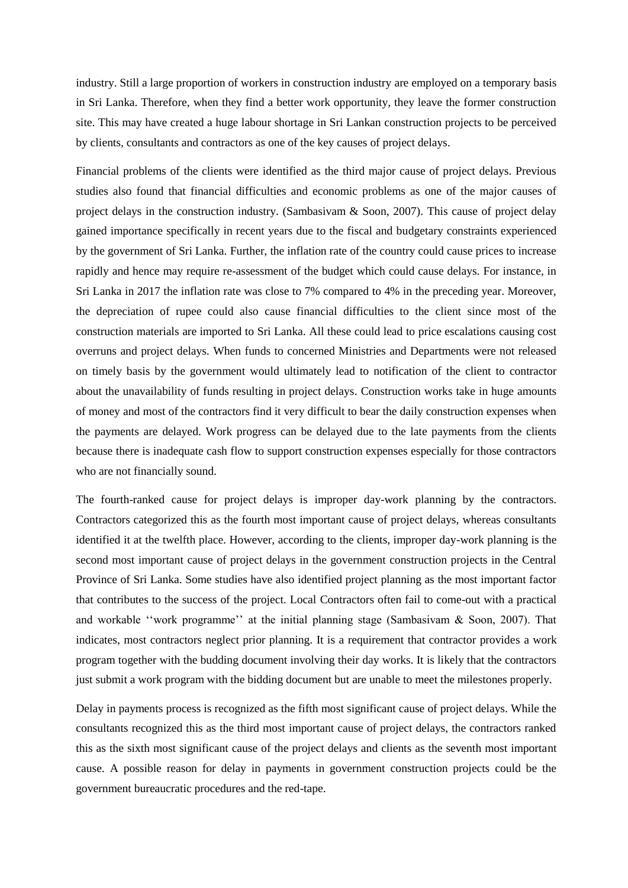industry. Still a large proportion of workers in construction industry are employed on a temporary basis in Sri Lanka. Therefore, when they find a better work opportunity, they leave the former construction site. This may have created a huge labour shortage in Sri Lankan construction projects to be perceived by clients, consultants and contractors as one of the key causes of project delays.

Financial problems of the clients were identified as the third major cause of project delays. Previous studies also found that financial difficulties and economic problems as one of the major causes of project delays in the construction industry. (Sambasivam & Soon, 2007). This cause of project delay gained importance specifically in recent years due to the fiscal and budgetary constraints experienced by the government of Sri Lanka. Further, the inflation rate of the country could cause prices to increase rapidly and hence may require re-assessment of the budget which could cause delays. For instance, in Sri Lanka in 2017 the inflation rate was close to 7% compared to 4% in the preceding year. Moreover, the depreciation of rupee could also cause financial difficulties to the client since most of the construction materials are imported to Sri Lanka. All these could lead to price escalations causing cost overruns and project delays. When funds to concerned Ministries and Departments were not released on timely basis by the government would ultimately lead to notification of the client to contractor about the unavailability of funds resulting in project delays. Construction works take in huge amounts of money and most of the contractors find it very difficult to bear the daily construction expenses when the payments are delayed. Work progress can be delayed due to the late payments from the clients because there is inadequate cash flow to support construction expenses especially for those contractors who are not financially sound.

The fourth-ranked cause for project delays is improper day-work planning by the contractors. Contractors categorized this as the fourth most important cause of project delays, whereas consultants identified it at the twelfth place. However, according to the clients, improper day-work planning is the second most important cause of project delays in the government construction projects in the Central Province of Sri Lanka. Some studies have also identified project planning as the most important factor that contributes to the success of the project. Local Contractors often fail to come-out with a practical and workable ''work programme'' at the initial planning stage (Sambasivam & Soon, 2007). That indicates, most contractors neglect prior planning. It is a requirement that contractor provides a work program together with the budding document involving their day works. It is likely that the contractors just submit a work program with the bidding document but are unable to meet the milestones properly.

Delay in payments process is recognized as the fifth most significant cause of project delays. While the consultants recognized this as the third most important cause of project delays, the contractors ranked this as the sixth most significant cause of the project delays and clients as the seventh most important cause. A possible reason for delay in payments in government construction projects could be the government bureaucratic procedures and the red-tape.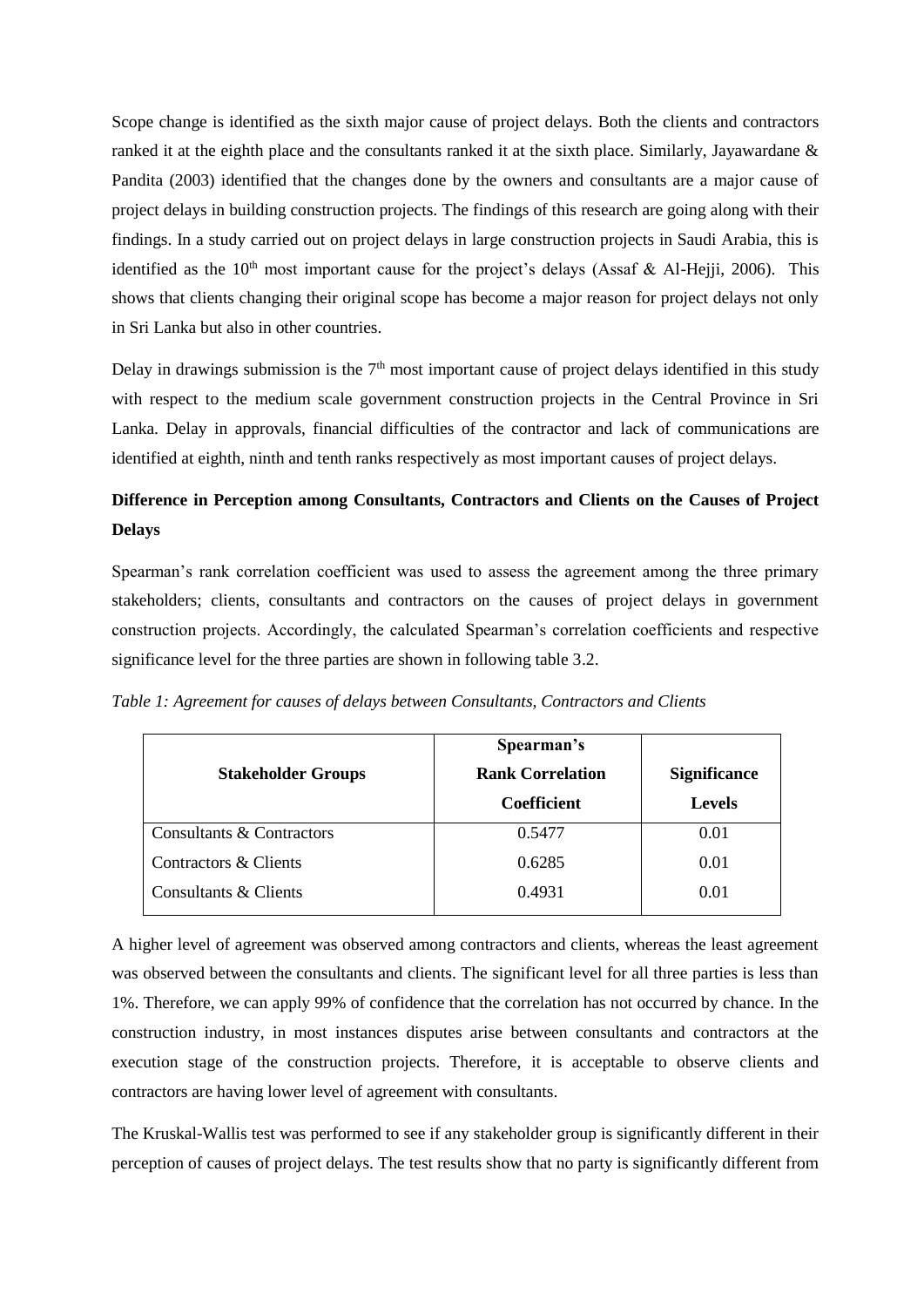Scope change is identified as the sixth major cause of project delays. Both the clients and contractors ranked it at the eighth place and the consultants ranked it at the sixth place. Similarly, Jayawardane & Pandita (2003) identified that the changes done by the owners and consultants are a major cause of project delays in building construction projects. The findings of this research are going along with their findings. In a study carried out on project delays in large construction projects in Saudi Arabia, this is identified as the 10th most important cause for the project's delays (Assaf & Al-Hejji, 2006). This shows that clients changing their original scope has become a major reason for project delays not only in Sri Lanka but also in other countries.

Delay in drawings submission is the 7th most important cause of project delays identified in this study with respect to the medium scale government construction projects in the Central Province in Sri Lanka. Delay in approvals, financial difficulties of the contractor and lack of communications are identified at eighth, ninth and tenth ranks respectively as most important causes of project delays.

**Difference in Perception among Consultants, Contractors and Clients on the Causes of Project Delays**

Spearman's rank correlation coefficient was used to assess the agreement among the three primary stakeholders; clients, consultants and contractors on the causes of project delays in government construction projects. Accordingly, the calculated Spearman's correlation coefficients and respective significance level for the three parties are shown in following table 3.2.

*Table 1: Agreement for causes of delays between Consultants, Contractors and Clients*

| Stakeholder Groups | Spearman's Rank Correlation Coefficient | Significance Levels |
|---|---|---|
| Consultants & Contractors | 0.5477 | 0.01 |
| Contractors & Clients | 0.6285 | 0.01 |
| Consultants & Clients | 0.4931 | 0.01 |

A higher level of agreement was observed among contractors and clients, whereas the least agreement was observed between the consultants and clients. The significant level for all three parties is less than 1%. Therefore, we can apply 99% of confidence that the correlation has not occurred by chance. In the construction industry, in most instances disputes arise between consultants and contractors at the execution stage of the construction projects. Therefore, it is acceptable to observe clients and contractors are having lower level of agreement with consultants.

The Kruskal-Wallis test was performed to see if any stakeholder group is significantly different in their perception of causes of project delays. The test results show that no party is significantly different from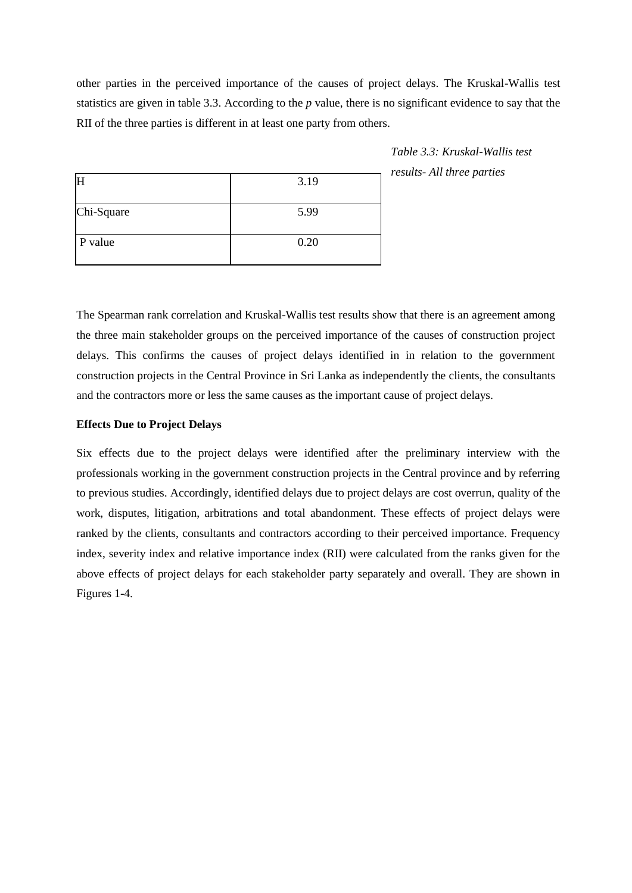other parties in the perceived importance of the causes of project delays. The Kruskal-Wallis test statistics are given in table 3.3. According to the *p* value, there is no significant evidence to say that the RII of the three parties is different in at least one party from others.

*Table 3.3: Kruskal-Wallis test results- All three parties*

| | |
|---|---|
| H | 3.19 |
| Chi-Square | 5.99 |
| P value | 0.20 |

The Spearman rank correlation and Kruskal-Wallis test results show that there is an agreement among the three main stakeholder groups on the perceived importance of the causes of construction project delays. This confirms the causes of project delays identified in in relation to the government construction projects in the Central Province in Sri Lanka as independently the clients, the consultants and the contractors more or less the same causes as the important cause of project delays.

**Effects Due to Project Delays**

Six effects due to the project delays were identified after the preliminary interview with the professionals working in the government construction projects in the Central province and by referring to previous studies. Accordingly, identified delays due to project delays are cost overrun, quality of the work, disputes, litigation, arbitrations and total abandonment. These effects of project delays were ranked by the clients, consultants and contractors according to their perceived importance. Frequency index, severity index and relative importance index (RII) were calculated from the ranks given for the above effects of project delays for each stakeholder party separately and overall. They are shown in Figures 1-4.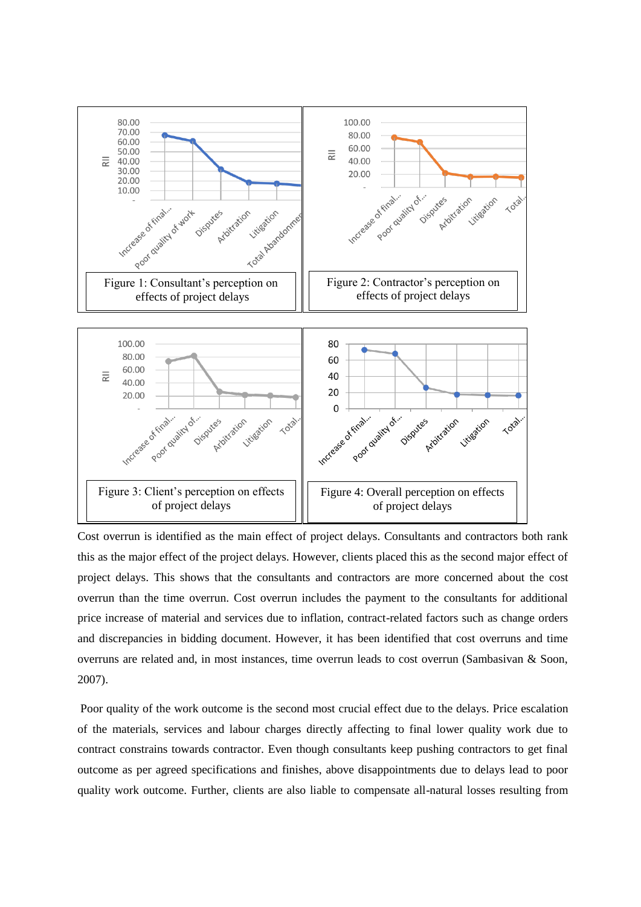Figure 1: Consultant's perception on effects of project delays

Figure 2: Contractor's perception on effects of project delays

Figure 3: Client's perception on effects of project delays

Figure 4: Overall perception on effects of project delays

Cost overrun is identified as the main effect of project delays. Consultants and contractors both rank this as the major effect of the project delays. However, clients placed this as the second major effect of project delays. This shows that the consultants and contractors are more concerned about the cost overrun than the time overrun. Cost overrun includes the payment to the consultants for additional price increase of material and services due to inflation, contract-related factors such as change orders and discrepancies in bidding document. However, it has been identified that cost overruns and time overruns are related and, in most instances, time overrun leads to cost overrun (Sambasivan & Soon, 2007).

Poor quality of the work outcome is the second most crucial effect due to the delays. Price escalation of the materials, services and labour charges directly affecting to final lower quality work due to contract constrains towards contractor. Even though consultants keep pushing contractors to get final outcome as per agreed specifications and finishes, above disappointments due to delays lead to poor quality work outcome. Further, clients are also liable to compensate all-natural losses resulting from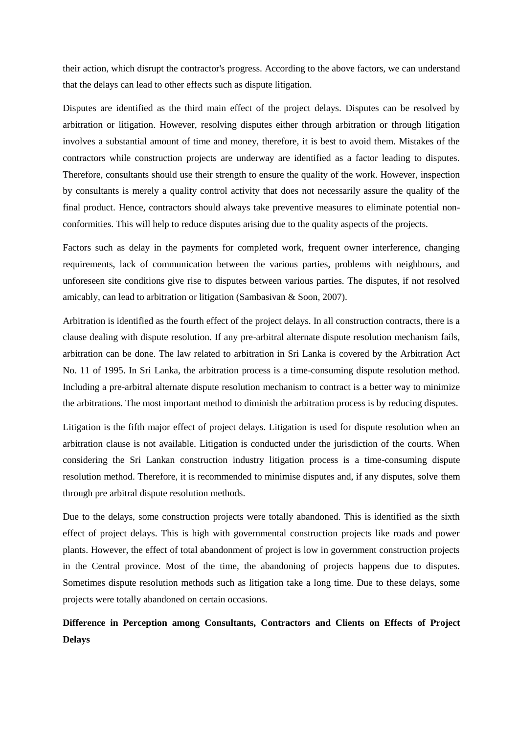their action, which disrupt the contractor's progress. According to the above factors, we can understand that the delays can lead to other effects such as dispute litigation.

Disputes are identified as the third main effect of the project delays. Disputes can be resolved by arbitration or litigation. However, resolving disputes either through arbitration or through litigation involves a substantial amount of time and money, therefore, it is best to avoid them. Mistakes of the contractors while construction projects are underway are identified as a factor leading to disputes. Therefore, consultants should use their strength to ensure the quality of the work. However, inspection by consultants is merely a quality control activity that does not necessarily assure the quality of the final product. Hence, contractors should always take preventive measures to eliminate potential non-conformities. This will help to reduce disputes arising due to the quality aspects of the projects.

Factors such as delay in the payments for completed work, frequent owner interference, changing requirements, lack of communication between the various parties, problems with neighbours, and unforeseen site conditions give rise to disputes between various parties. The disputes, if not resolved amicably, can lead to arbitration or litigation (Sambasivan & Soon, 2007).

Arbitration is identified as the fourth effect of the project delays. In all construction contracts, there is a clause dealing with dispute resolution. If any pre-arbitral alternate dispute resolution mechanism fails, arbitration can be done. The law related to arbitration in Sri Lanka is covered by the Arbitration Act No. 11 of 1995. In Sri Lanka, the arbitration process is a time-consuming dispute resolution method. Including a pre-arbitral alternate dispute resolution mechanism to contract is a better way to minimize the arbitrations. The most important method to diminish the arbitration process is by reducing disputes.

Litigation is the fifth major effect of project delays. Litigation is used for dispute resolution when an arbitration clause is not available. Litigation is conducted under the jurisdiction of the courts. When considering the Sri Lankan construction industry litigation process is a time-consuming dispute resolution method. Therefore, it is recommended to minimise disputes and, if any disputes, solve them through pre arbitral dispute resolution methods.

Due to the delays, some construction projects were totally abandoned. This is identified as the sixth effect of project delays. This is high with governmental construction projects like roads and power plants. However, the effect of total abandonment of project is low in government construction projects in the Central province. Most of the time, the abandoning of projects happens due to disputes. Sometimes dispute resolution methods such as litigation take a long time. Due to these delays, some projects were totally abandoned on certain occasions.

**Difference in Perception among Consultants, Contractors and Clients on Effects of Project Delays**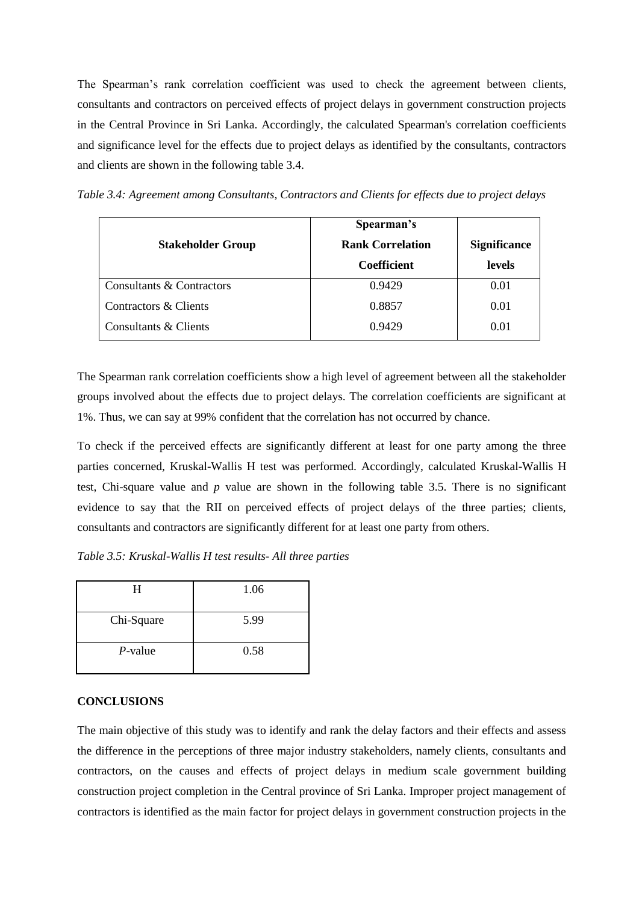The Spearman's rank correlation coefficient was used to check the agreement between clients, consultants and contractors on perceived effects of project delays in government construction projects in the Central Province in Sri Lanka. Accordingly, the calculated Spearman's correlation coefficients and significance level for the effects due to project delays as identified by the consultants, contractors and clients are shown in the following table 3.4.

*Table 3.4: Agreement among Consultants, Contractors and Clients for effects due to project delays*

| **Stakeholder Group** | **Spearman's Rank Correlation Coefficient** | **Significance levels** |
|---|---|---|
| Consultants & Contractors | 0.9429 | 0.01 |
| Contractors & Clients | 0.8857 | 0.01 |
| Consultants & Clients | 0.9429 | 0.01 |

The Spearman rank correlation coefficients show a high level of agreement between all the stakeholder groups involved about the effects due to project delays. The correlation coefficients are significant at 1%. Thus, we can say at 99% confident that the correlation has not occurred by chance.

To check if the perceived effects are significantly different at least for one party among the three parties concerned, Kruskal-Wallis H test was performed. Accordingly, calculated Kruskal-Wallis H test, Chi-square value and *p* value are shown in the following table 3.5. There is no significant evidence to say that the RII on perceived effects of project delays of the three parties; clients, consultants and contractors are significantly different for at least one party from others.

*Table 3.5: Kruskal-Wallis H test results- All three parties*

| H | 1.06 |
|---|---|
| Chi-Square | 5.99 |
| *P*-value | 0.58 |

**CONCLUSIONS**

The main objective of this study was to identify and rank the delay factors and their effects and assess the difference in the perceptions of three major industry stakeholders, namely clients, consultants and contractors, on the causes and effects of project delays in medium scale government building construction project completion in the Central province of Sri Lanka. Improper project management of contractors is identified as the main factor for project delays in government construction projects in the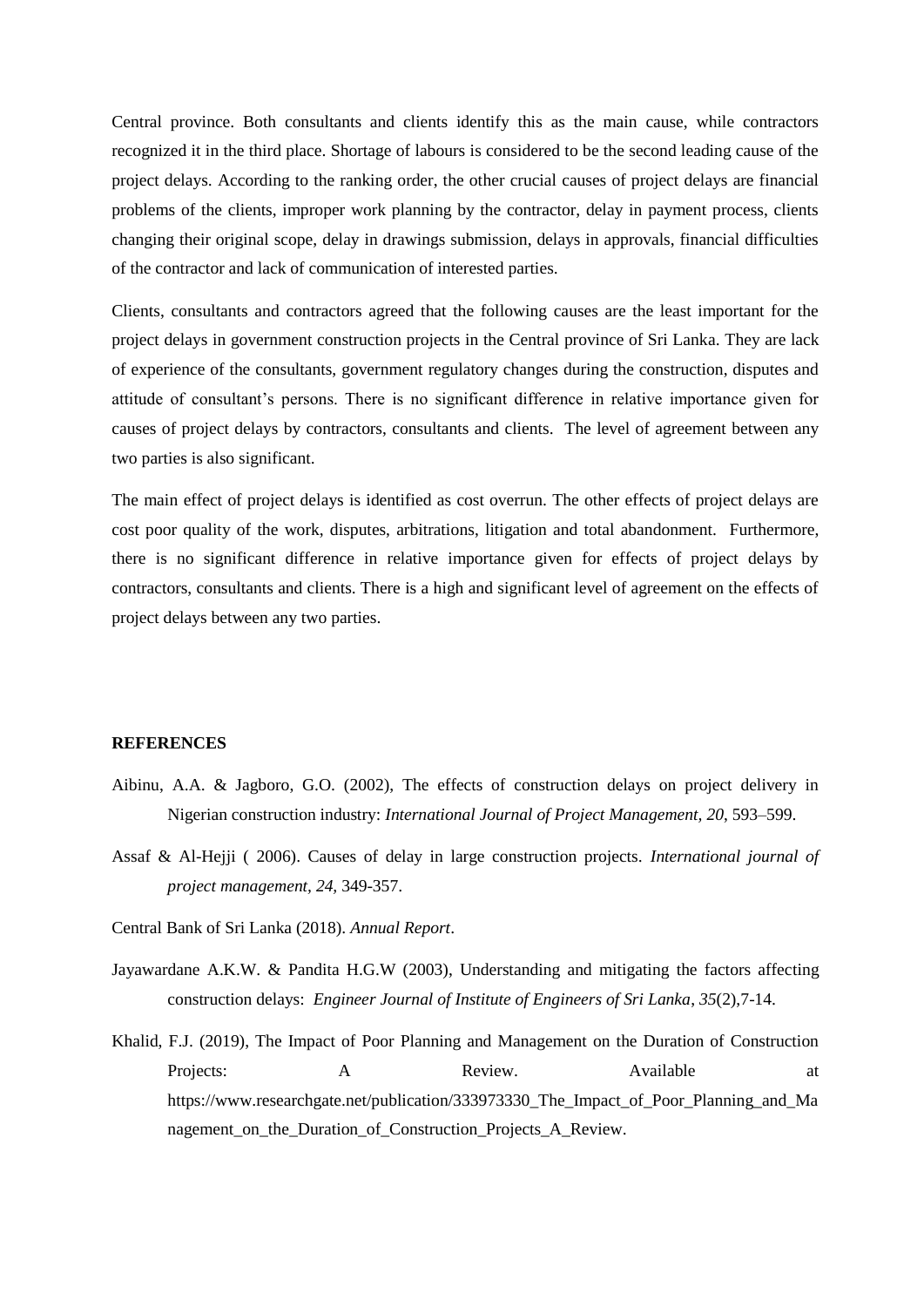Central province. Both consultants and clients identify this as the main cause, while contractors recognized it in the third place. Shortage of labours is considered to be the second leading cause of the project delays. According to the ranking order, the other crucial causes of project delays are financial problems of the clients, improper work planning by the contractor, delay in payment process, clients changing their original scope, delay in drawings submission, delays in approvals, financial difficulties of the contractor and lack of communication of interested parties.

Clients, consultants and contractors agreed that the following causes are the least important for the project delays in government construction projects in the Central province of Sri Lanka. They are lack of experience of the consultants, government regulatory changes during the construction, disputes and attitude of consultant's persons. There is no significant difference in relative importance given for causes of project delays by contractors, consultants and clients. The level of agreement between any two parties is also significant.

The main effect of project delays is identified as cost overrun. The other effects of project delays are cost poor quality of the work, disputes, arbitrations, litigation and total abandonment. Furthermore, there is no significant difference in relative importance given for effects of project delays by contractors, consultants and clients. There is a high and significant level of agreement on the effects of project delays between any two parties.

**REFERENCES**

Aibinu, A.A. & Jagboro, G.O. (2002), The effects of construction delays on project delivery in Nigerian construction industry: *International Journal of Project Management, 20*, 593–599.

Assaf & Al-Hejji ( 2006). Causes of delay in large construction projects. *International journal of project management, 24,* 349-357.

Central Bank of Sri Lanka (2018). *Annual Report*.

Jayawardane A.K.W. & Pandita H.G.W (2003), Understanding and mitigating the factors affecting construction delays: *Engineer Journal of Institute of Engineers of Sri Lanka*, *35*(2),7-14.

Khalid, F.J. (2019), The Impact of Poor Planning and Management on the Duration of Construction Projects: A Review. Available at https://www.researchgate.net/publication/333973330_The_Impact_of_Poor_Planning_and_Management_on_the_Duration_of_Construction_Projects_A_Review.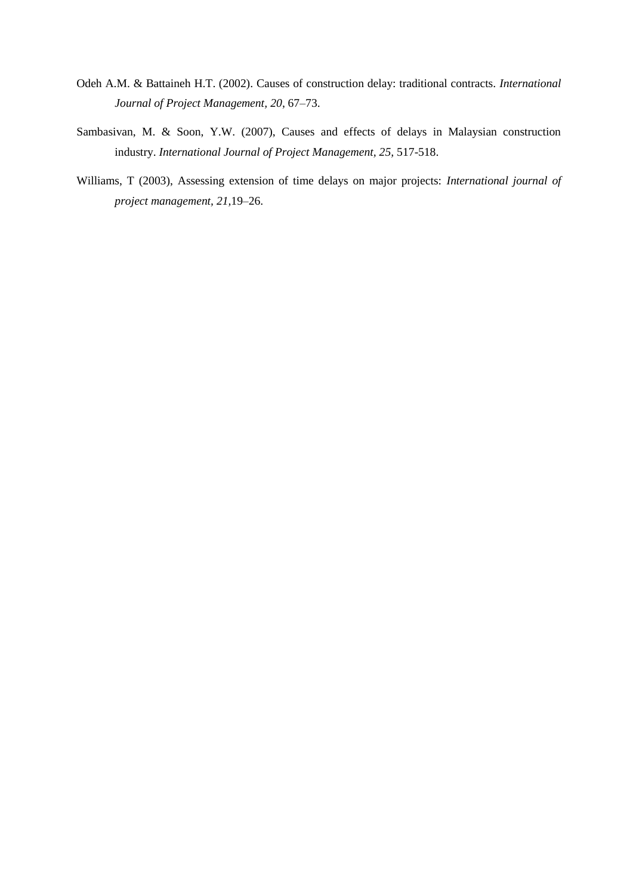Odeh A.M. & Battaineh H.T. (2002). Causes of construction delay: traditional contracts. *International Journal of Project Management, 20*, 67–73.

Sambasivan, M. & Soon, Y.W. (2007), Causes and effects of delays in Malaysian construction industry. *International Journal of Project Management, 25,* 517-518.

Williams, T (2003), Assessing extension of time delays on major projects: *International journal of project management, 21,*19–26.